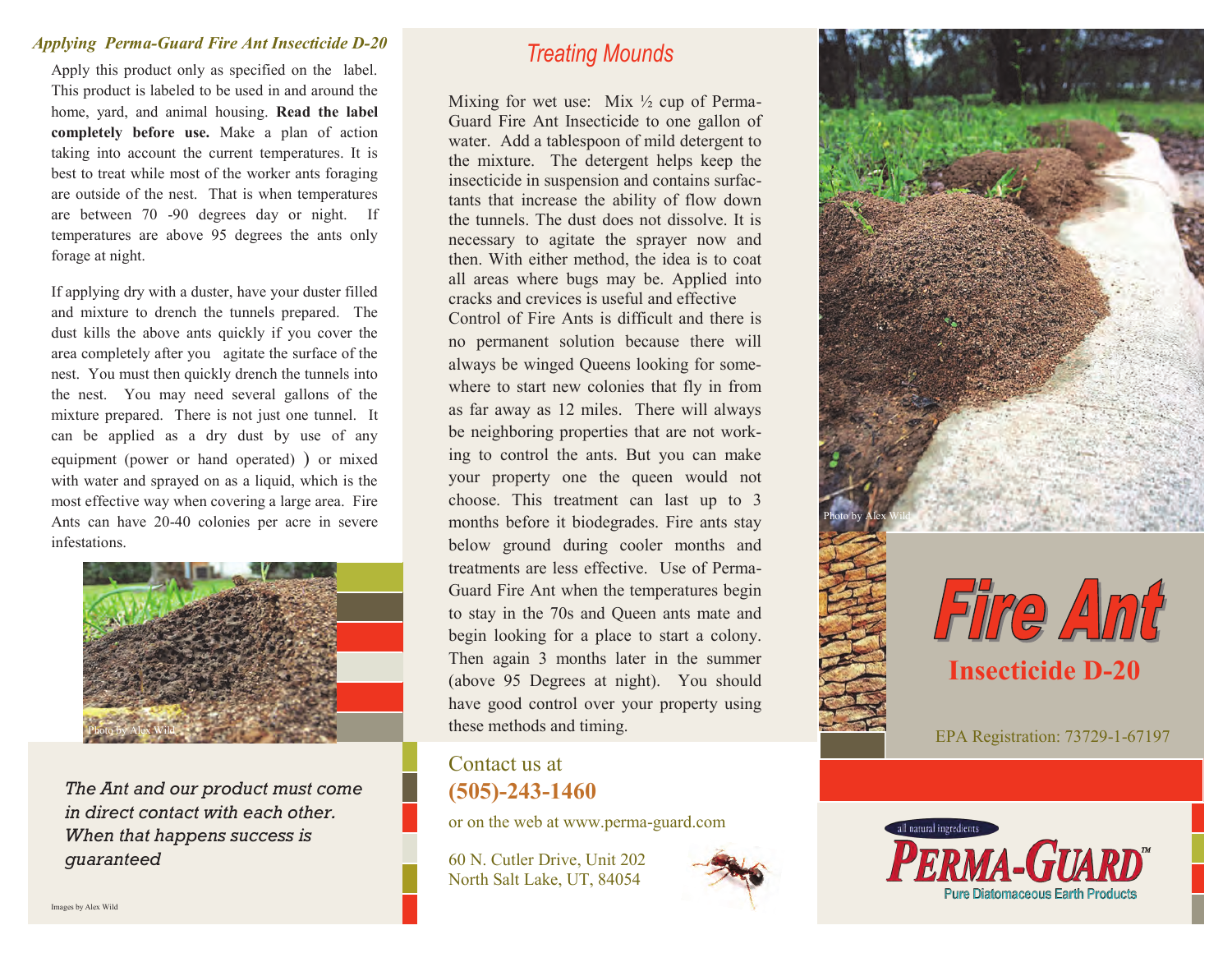### *Applying Perma-Guard Fire Ant Insecticide D-20*

Apply this product only as specified on the label. This product is labeled to be used in and around the home, yard, and animal housing. **Read the label completely before use.** Make a plan of action taking into account the current temperatures. It is best to treat while most of the worker ants foraging are outside of the nest. That is when temperatures are between 70 -90 degrees day or night. If temperatures are above 95 degrees the ants only forage at night.

If applying dry with a duster, have your duster filled and mixture to drench the tunnels prepared. The dust kills the above ants quickly if you cover the area completely after you agitate the surface of the nest. You must then quickly drench the tunnels into the nest. You may need several gallons of the mixture prepared. There is not just one tunnel. It can be applied as a dry dust by use of any equipment (power or hand operated) ) or mixed with water and sprayed on as a liquid, which is the most effective way when covering a large area. Fire Ants can have 20-40 colonies per acre in severe infestations.

Photo by Alex Wild

*The Ant and our product must come in direct contact with each other. When that happens success is guaranteed*

Images by Alex Wild

## *Treating Mounds*

Mixing for wet use: Mix ½ cup of Perma-Guard Fire Ant Insecticide to one gallon of water. Add a tablespoon of mild detergent to the mixture. The detergent helps keep the insecticide in suspension and contains surfactants that increase the ability of flow down the tunnels. The dust does not dissolve. It is necessary to agitate the sprayer now and then. With either method, the idea is to coat all areas where bugs may be. Applied into cracks and crevices is useful and effective

Control of Fire Ants is difficult and there is no permanent solution because there will always be winged Queens looking for somewhere to start new colonies that fly in from as far away as 12 miles. There will always be neighboring properties that are not working to control the ants. But you can make your property one the queen would not choose. This treatment can last up to 3 months before it biodegrades. Fire ants stay below ground during cooler months and treatments are less effective. Use of Perma-Guard Fire Ant when the temperatures begin to stay in the 70s and Queen ants mate and begin looking for a place to start a colony. Then again 3 months later in the summer (above 95 Degrees at night). You should have good control over your property using these methods and timing.

Contact us at
**(505)-243-1460**
or on the web at www.perma-guard.com

60 N. Cutler Drive, Unit 202
North Salt Lake, UT, 84054

Photo by Alex Wild

# *Fire Ant*

## Insecticide D-20

EPA Registration: 73729-1-67197

all natural ingredients
**PERMA-GUARD™**
Pure Diatomaceous Earth Products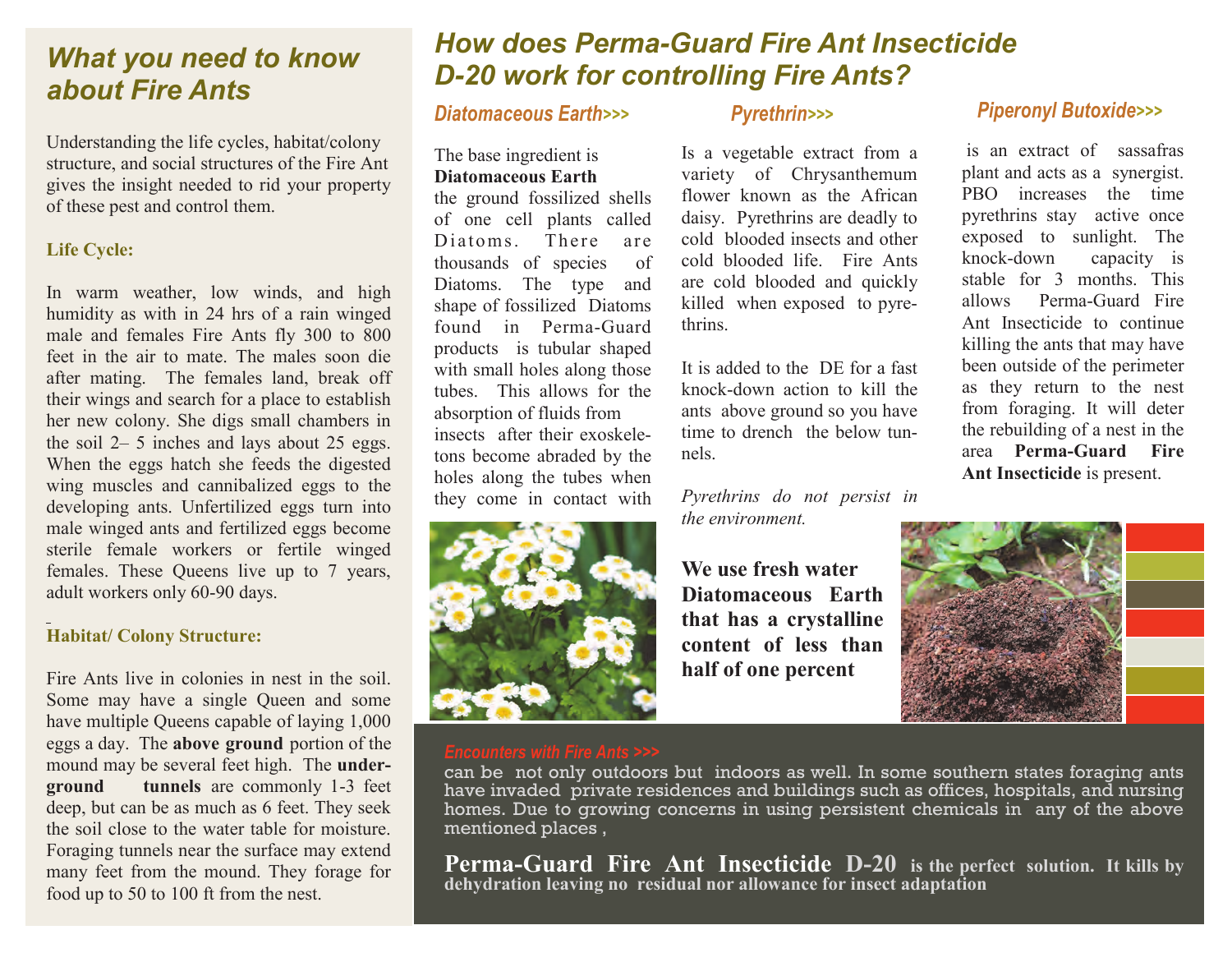## *What you need to know about Fire Ants*

Understanding the life cycles, habitat/colony structure, and social structures of the Fire Ant gives the insight needed to rid your property of these pest and control them.

**Life Cycle:**

In warm weather, low winds, and high humidity as with in 24 hrs of a rain winged male and females Fire Ants fly 300 to 800 feet in the air to mate. The males soon die after mating. The females land, break off their wings and search for a place to establish her new colony. She digs small chambers in the soil 2– 5 inches and lays about 25 eggs. When the eggs hatch she feeds the digested wing muscles and cannibalized eggs to the developing ants. Unfertilized eggs turn into male winged ants and fertilized eggs become sterile female workers or fertile winged females. These Queens live up to 7 years, adult workers only 60-90 days.

**Habitat/ Colony Structure:**

Fire Ants live in colonies in nest in the soil. Some may have a single Queen and some have multiple Queens capable of laying 1,000 eggs a day. The **above ground** portion of the mound may be several feet high. The **underground tunnels** are commonly 1-3 feet deep, but can be as much as 6 feet. They seek the soil close to the water table for moisture. Foraging tunnels near the surface may extend many feet from the mound. They forage for food up to 50 to 100 ft from the nest.

## *How does Perma-Guard Fire Ant Insecticide D-20 work for controlling Fire Ants?*

### *Diatomaceous Earth>>>*

The base ingredient is **Diatomaceous Earth** the ground fossilized shells of one cell plants called Diatoms. There are thousands of species of Diatoms. The type and shape of fossilized Diatoms found in Perma-Guard products is tubular shaped with small holes along those tubes. This allows for the absorption of fluids from insects after their exoskeletons become abraded by the holes along the tubes when they come in contact with

### *Pyrethrin>>>*

Is a vegetable extract from a variety of Chrysanthemum flower known as the African daisy. Pyrethrins are deadly to cold blooded insects and other cold blooded life. Fire Ants are cold blooded and quickly killed when exposed to pyrethrins.

It is added to the DE for a fast knock-down action to kill the ants above ground so you have time to drench the below tunnels.

*Pyrethrins do not persist in the environment.*

**We use fresh water Diatomaceous Earth that has a crystalline content of less than half of one percent**

### *Piperonyl Butoxide>>>*

is an extract of sassafras plant and acts as a synergist. PBO increases the time pyrethrins stay active once exposed to sunlight. The knock-down capacity is stable for 3 months. This allows Perma-Guard Fire Ant Insecticide to continue killing the ants that may have been outside of the perimeter as they return to the nest from foraging. It will deter the rebuilding of a nest in the area **Perma-Guard Fire Ant Insecticide** is present.

### *Encounters with Fire Ants >>>*

can be not only outdoors but indoors as well. In some southern states foraging ants have invaded private residences and buildings such as offices, hospitals, and nursing homes. Due to growing concerns in using persistent chemicals in any of the above mentioned places ,

**Perma-Guard Fire Ant Insecticide D-20 is the perfect solution. It kills by dehydration leaving no residual nor allowance for insect adaptation**